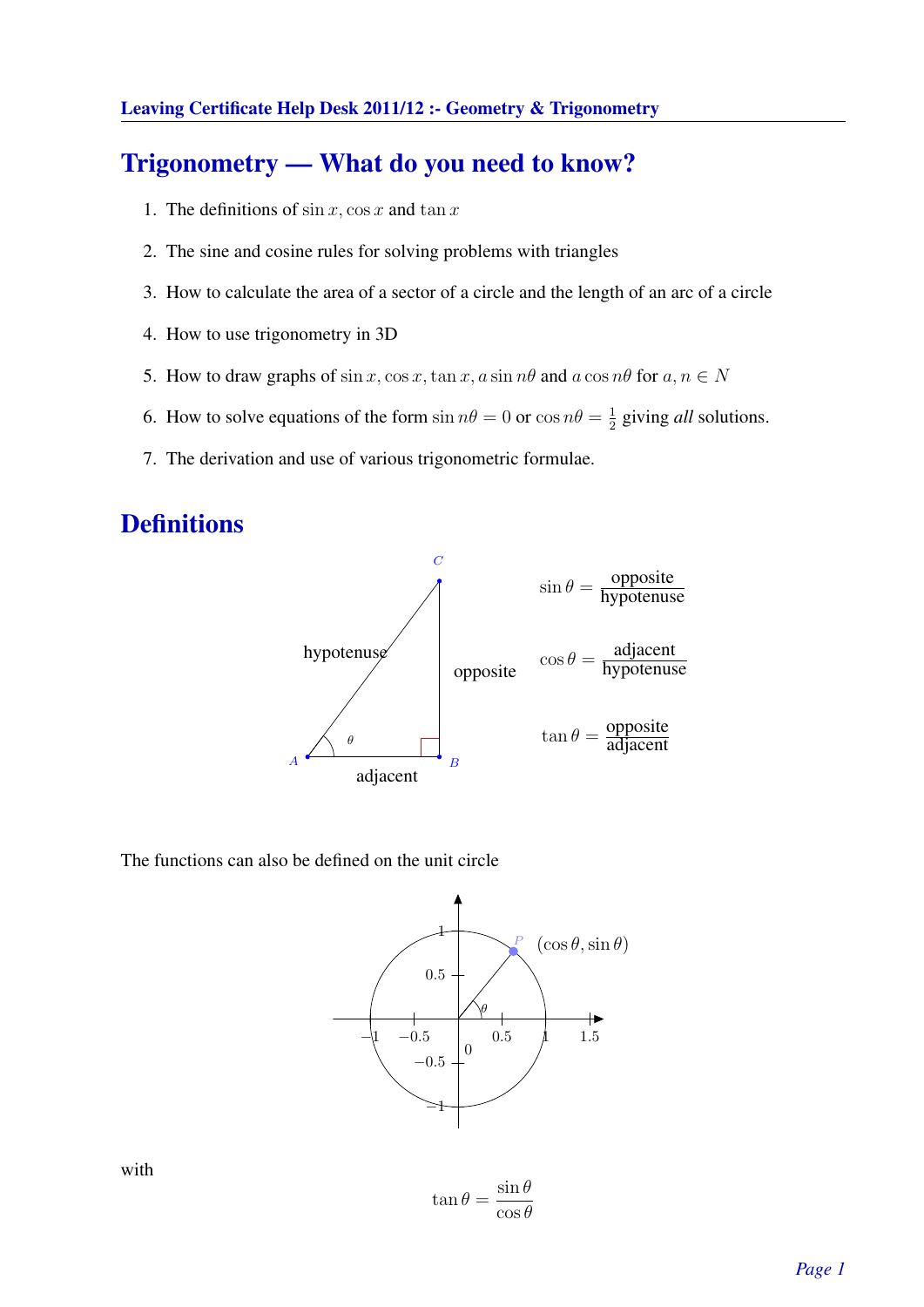# Trigonometry — What do you need to know?

1. The definitions of $\sin x$, $\cos x$ and $\tan x$
2. The sine and cosine rules for solving problems with triangles
3. How to calculate the area of a sector of a circle and the length of an arc of a circle
4. How to use trigonometry in 3D
5. How to draw graphs of $\sin x$, $\cos x$, $\tan x$, $a \sin n\theta$ and $a \cos n\theta$ for $a, n \in N$
6. How to solve equations of the form $\sin n\theta = 0$ or $\cos n\theta = \frac{1}{2}$ giving *all* solutions.
7. The derivation and use of various trigonometric formulae.

# Definitions

$$\sin\theta = \frac{\text{opposite}}{\text{hypotenuse}}$$

$$\cos\theta = \frac{\text{adjacent}}{\text{hypotenuse}}$$

$$\tan\theta = \frac{\text{opposite}}{\text{adjacent}}$$

The functions can also be defined on the unit circle

$P$ $(\cos\theta, \sin\theta)$

with

$$\tan\theta = \frac{\sin\theta}{\cos\theta}$$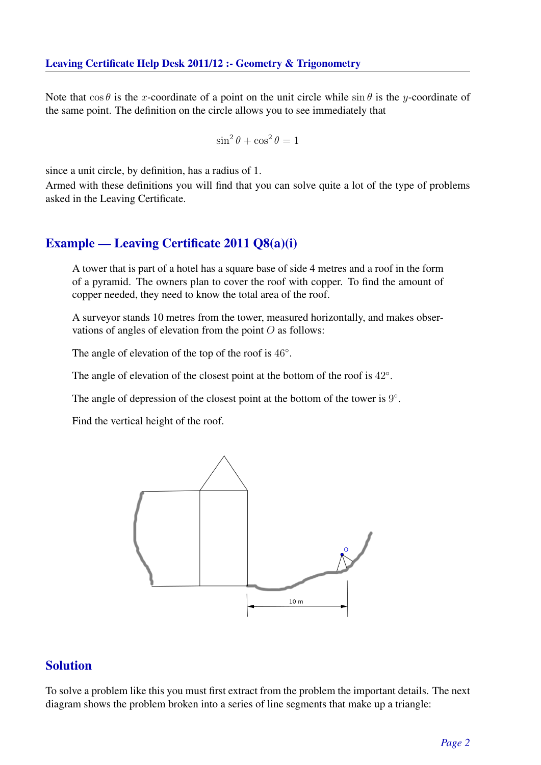Note that $\cos\theta$ is the $x$-coordinate of a point on the unit circle while $\sin\theta$ is the $y$-coordinate of the same point. The definition on the circle allows you to see immediately that

$$\sin^2\theta + \cos^2\theta = 1$$

since a unit circle, by definition, has a radius of 1.
Armed with these definitions you will find that you can solve quite a lot of the type of problems asked in the Leaving Certificate.

## Example — Leaving Certificate 2011 Q8(a)(i)

> A tower that is part of a hotel has a square base of side 4 metres and a roof in the form of a pyramid. The owners plan to cover the roof with copper. To find the amount of copper needed, they need to know the total area of the roof.
>
> A surveyor stands 10 metres from the tower, measured horizontally, and makes observations of angles of elevation from the point $O$ as follows:
>
> The angle of elevation of the top of the roof is $46°$.
>
> The angle of elevation of the closest point at the bottom of the roof is $42°$.
>
> The angle of depression of the closest point at the bottom of the tower is $9°$.
>
> Find the vertical height of the roof.

## Solution

To solve a problem like this you must first extract from the problem the important details. The next diagram shows the problem broken into a series of line segments that make up a triangle: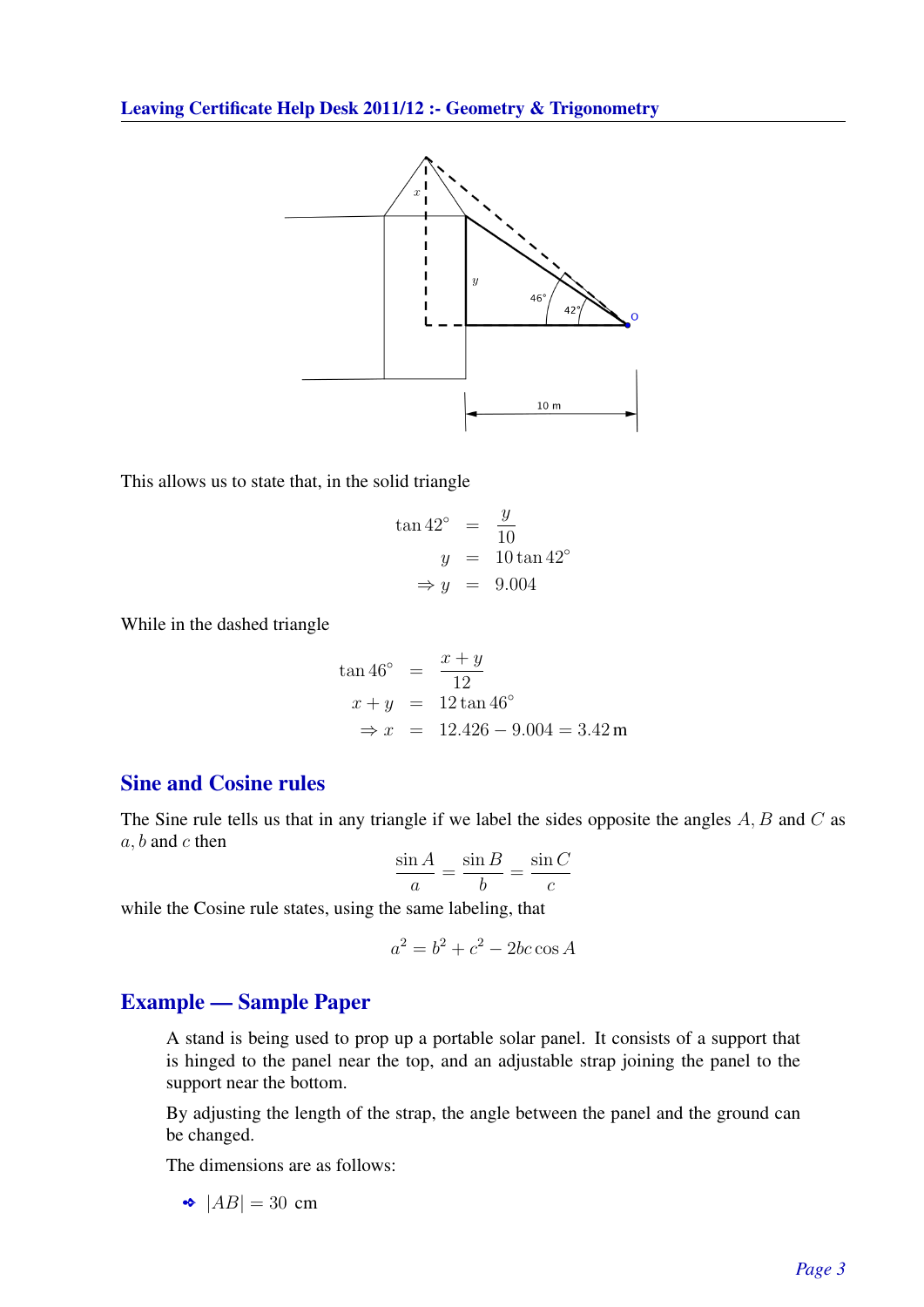This allows us to state that, in the solid triangle

$$\begin{aligned}
\tan 42^\circ &= \frac{y}{10} \\
y &= 10 \tan 42^\circ \\
\Rightarrow y &= 9.004
\end{aligned}$$

While in the dashed triangle

$$\begin{aligned}
\tan 46^\circ &= \frac{x+y}{12} \\
x + y &= 12 \tan 46^\circ \\
\Rightarrow x &= 12.426 - 9.004 = 3.42\,\text{m}
\end{aligned}$$

## Sine and Cosine rules

The Sine rule tells us that in any triangle if we label the sides opposite the angles $A, B$ and $C$ as $a, b$ and $c$ then

$$\frac{\sin A}{a} = \frac{\sin B}{b} = \frac{\sin C}{c}$$

while the Cosine rule states, using the same labeling, that

$$a^2 = b^2 + c^2 - 2bc \cos A$$

## Example — Sample Paper

A stand is being used to prop up a portable solar panel. It consists of a support that is hinged to the panel near the top, and an adjustable strap joining the panel to the support near the bottom.

By adjusting the length of the strap, the angle between the panel and the ground can be changed.

The dimensions are as follows:

- $|AB| = 30$ cm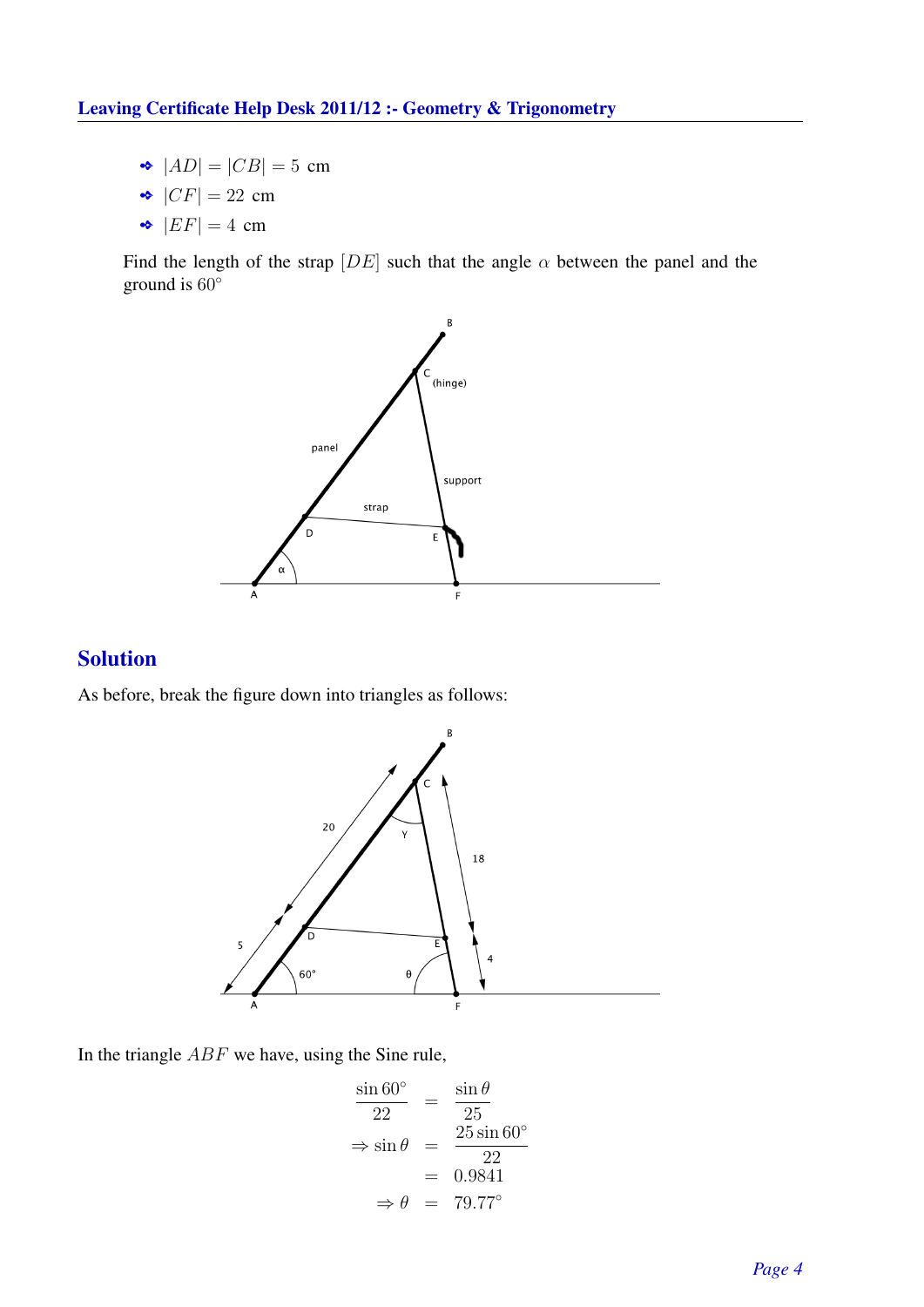- $|AD| = |CB| = 5$ cm
- $|CF| = 22$ cm
- $|EF| = 4$ cm

Find the length of the strap $[DE]$ such that the angle $\alpha$ between the panel and the ground is $60°$

## Solution

As before, break the figure down into triangles as follows:

In the triangle $ABF$ we have, using the Sine rule,

$$
\begin{aligned}
\frac{\sin 60°}{22} &= \frac{\sin\theta}{25} \\
\Rightarrow \sin\theta &= \frac{25\sin 60°}{22} \\
&= 0.9841 \\
\Rightarrow \theta &= 79.77°
\end{aligned}
$$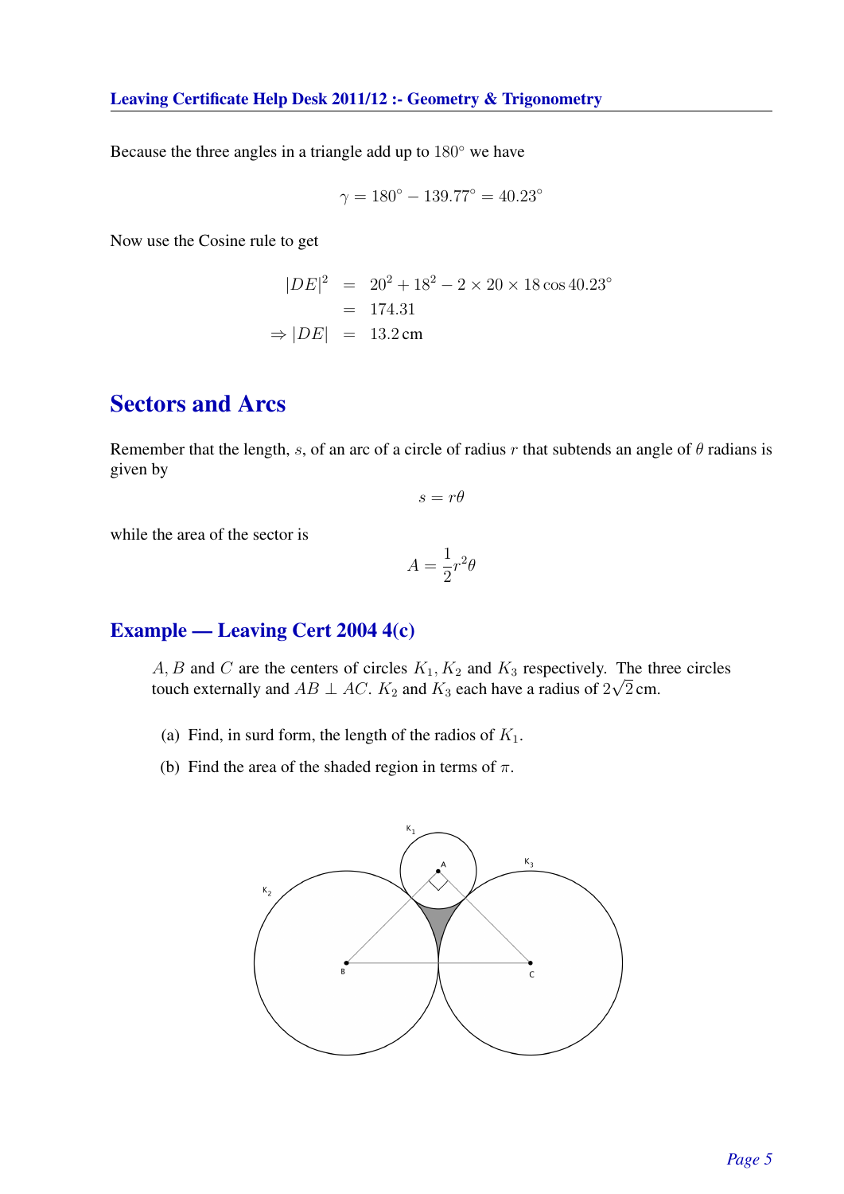Because the three angles in a triangle add up to $180°$ we have

$$\gamma = 180° - 139.77° = 40.23°$$

Now use the Cosine rule to get

$$\begin{aligned} |DE|^2 &= 20^2 + 18^2 - 2 \times 20 \times 18 \cos 40.23° \\ &= 174.31 \\ \Rightarrow |DE| &= 13.2\,\text{cm} \end{aligned}$$

## Sectors and Arcs

Remember that the length, $s$, of an arc of a circle of radius $r$ that subtends an angle of $\theta$ radians is given by

$$s = r\theta$$

while the area of the sector is

$$A = \frac{1}{2}r^2\theta$$

### Example — Leaving Cert 2004 4(c)

> $A, B$ and $C$ are the centers of circles $K_1, K_2$ and $K_3$ respectively. The three circles touch externally and $AB \perp AC$. $K_2$ and $K_3$ each have a radius of $2\sqrt{2}$ cm.

(a) Find, in surd form, the length of the radios of $K_1$.

(b) Find the area of the shaded region in terms of $\pi$.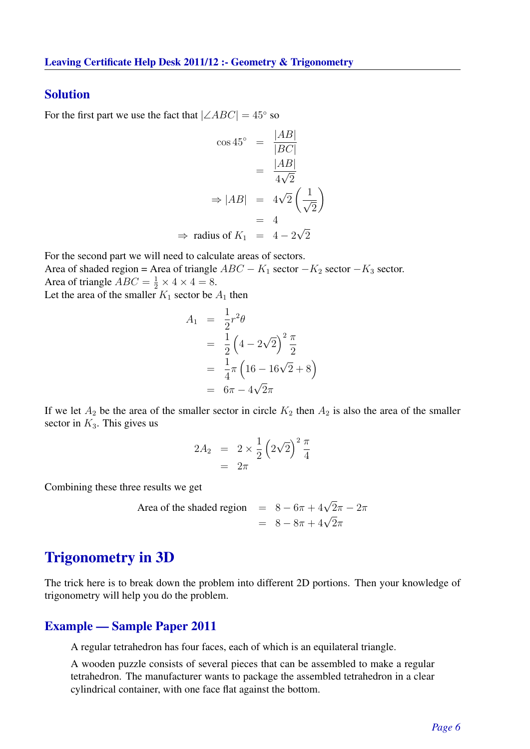## Solution

For the first part we use the fact that $|\angle ABC| = 45°$ so

$$
\begin{aligned}
\cos 45° &= \frac{|AB|}{|BC|} \\
&= \frac{|AB|}{4\sqrt{2}} \\
\Rightarrow |AB| &= 4\sqrt{2}\left(\frac{1}{\sqrt{2}}\right) \\
&= 4 \\
\Rightarrow \text{ radius of } K_1 &= 4 - 2\sqrt{2}
\end{aligned}
$$

For the second part we will need to calculate areas of sectors.
Area of shaded region = Area of triangle $ABC - K_1$ sector $-K_2$ sector $-K_3$ sector.
Area of triangle $ABC = \frac{1}{2} \times 4 \times 4 = 8$.
Let the area of the smaller $K_1$ sector be $A_1$ then

$$
\begin{aligned}
A_1 &= \frac{1}{2}r^2\theta \\
&= \frac{1}{2}\left(4 - 2\sqrt{2}\right)^2 \frac{\pi}{2} \\
&= \frac{1}{4}\pi\left(16 - 16\sqrt{2} + 8\right) \\
&= 6\pi - 4\sqrt{2}\pi
\end{aligned}
$$

If we let $A_2$ be the area of the smaller sector in circle $K_2$ then $A_2$ is also the area of the smaller sector in $K_3$. This gives us

$$
\begin{aligned}
2A_2 &= 2 \times \frac{1}{2}\left(2\sqrt{2}\right)^2 \frac{\pi}{4} \\
&= 2\pi
\end{aligned}
$$

Combining these three results we get

$$
\begin{aligned}
\text{Area of the shaded region} &= 8 - 6\pi + 4\sqrt{2}\pi - 2\pi \\
&= 8 - 8\pi + 4\sqrt{2}\pi
\end{aligned}
$$

# Trigonometry in 3D

The trick here is to break down the problem into different 2D portions. Then your knowledge of trigonometry will help you do the problem.

## Example — Sample Paper 2011

A regular tetrahedron has four faces, each of which is an equilateral triangle.

A wooden puzzle consists of several pieces that can be assembled to make a regular tetrahedron. The manufacturer wants to package the assembled tetrahedron in a clear cylindrical container, with one face flat against the bottom.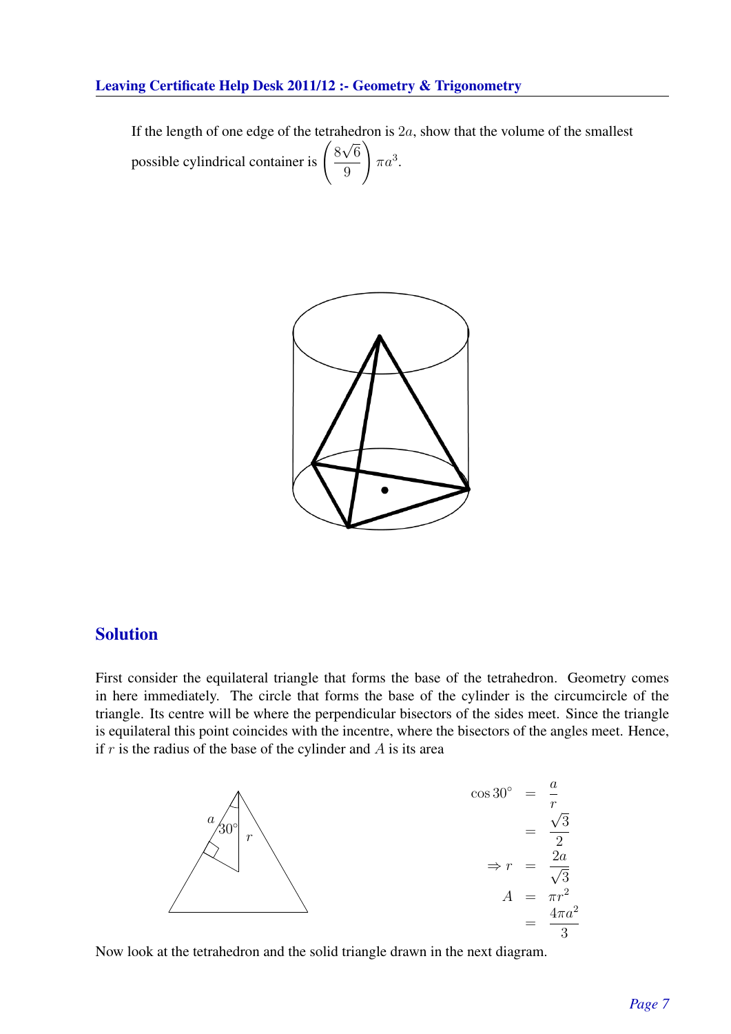If the length of one edge of the tetrahedron is $2a$, show that the volume of the smallest possible cylindrical container is $\left(\frac{8\sqrt{6}}{9}\right)\pi a^3$.

## Solution

First consider the equilateral triangle that forms the base of the tetrahedron. Geometry comes in here immediately. The circle that forms the base of the cylinder is the circumcircle of the triangle. Its centre will be where the perpendicular bisectors of the sides meet. Since the triangle is equilateral this point coincides with the incentre, where the bisectors of the angles meet. Hence, if $r$ is the radius of the base of the cylinder and $A$ is its area

$$
\begin{aligned}
\cos 30^\circ &= \frac{a}{r} \\
&= \frac{\sqrt{3}}{2} \\
\Rightarrow r &= \frac{2a}{\sqrt{3}} \\
A &= \pi r^2 \\
&= \frac{4\pi a^2}{3}
\end{aligned}
$$

Now look at the tetrahedron and the solid triangle drawn in the next diagram.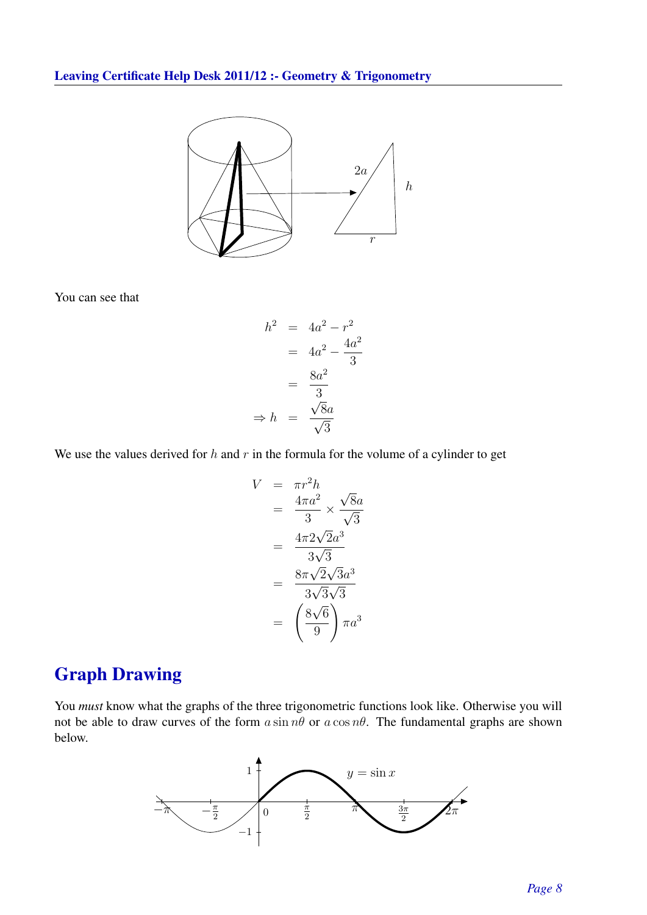You can see that

$$
\begin{aligned}
h^2 &= 4a^2 - r^2 \\
&= 4a^2 - \frac{4a^2}{3} \\
&= \frac{8a^2}{3} \\
\Rightarrow h &= \frac{\sqrt{8}a}{\sqrt{3}}
\end{aligned}
$$

We use the values derived for $h$ and $r$ in the formula for the volume of a cylinder to get

$$
\begin{aligned}
V &= \pi r^2 h \\
&= \frac{4\pi a^2}{3} \times \frac{\sqrt{8}a}{\sqrt{3}} \\
&= \frac{4\pi 2\sqrt{2}a^3}{3\sqrt{3}} \\
&= \frac{8\pi\sqrt{2}\sqrt{3}a^3}{3\sqrt{3}\sqrt{3}} \\
&= \left(\frac{8\sqrt{6}}{9}\right)\pi a^3
\end{aligned}
$$

## Graph Drawing

You *must* know what the graphs of the three trigonometric functions look like. Otherwise you will not be able to draw curves of the form $a\sin n\theta$ or $a\cos n\theta$. The fundamental graphs are shown below.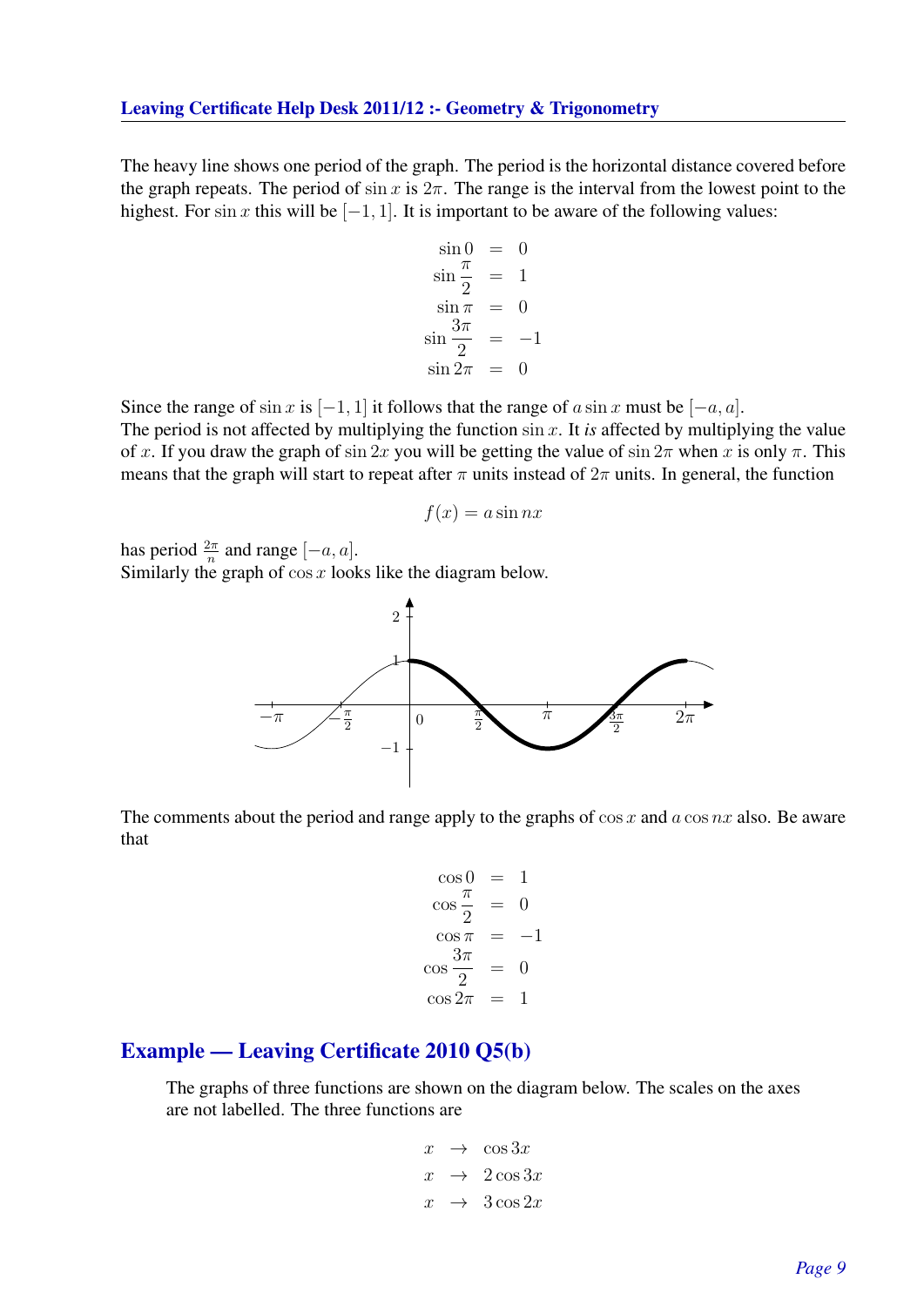The heavy line shows one period of the graph. The period is the horizontal distance covered before the graph repeats. The period of $\sin x$ is $2\pi$. The range is the interval from the lowest point to the highest. For $\sin x$ this will be $[-1, 1]$. It is important to be aware of the following values:

$$
\begin{aligned}
\sin 0 &= 0 \\
\sin \frac{\pi}{2} &= 1 \\
\sin \pi &= 0 \\
\sin \frac{3\pi}{2} &= -1 \\
\sin 2\pi &= 0
\end{aligned}
$$

Since the range of $\sin x$ is $[-1, 1]$ it follows that the range of $a \sin x$ must be $[-a, a]$.
The period is not affected by multiplying the function $\sin x$. It *is* affected by multiplying the value of $x$. If you draw the graph of $\sin 2x$ you will be getting the value of $\sin 2\pi$ when $x$ is only $\pi$. This means that the graph will start to repeat after $\pi$ units instead of $2\pi$ units. In general, the function

$$f(x) = a \sin nx$$

has period $\frac{2\pi}{n}$ and range $[-a, a]$.
Similarly the graph of $\cos x$ looks like the diagram below.

The comments about the period and range apply to the graphs of $\cos x$ and $a \cos nx$ also. Be aware that

$$
\begin{aligned}
\cos 0 &= 1 \\
\cos \frac{\pi}{2} &= 0 \\
\cos \pi &= -1 \\
\cos \frac{3\pi}{2} &= 0 \\
\cos 2\pi &= 1
\end{aligned}
$$

## Example — Leaving Certificate 2010 Q5(b)

The graphs of three functions are shown on the diagram below. The scales on the axes are not labelled. The three functions are

$$
\begin{aligned}
x &\rightarrow \cos 3x \\
x &\rightarrow 2\cos 3x \\
x &\rightarrow 3\cos 2x
\end{aligned}
$$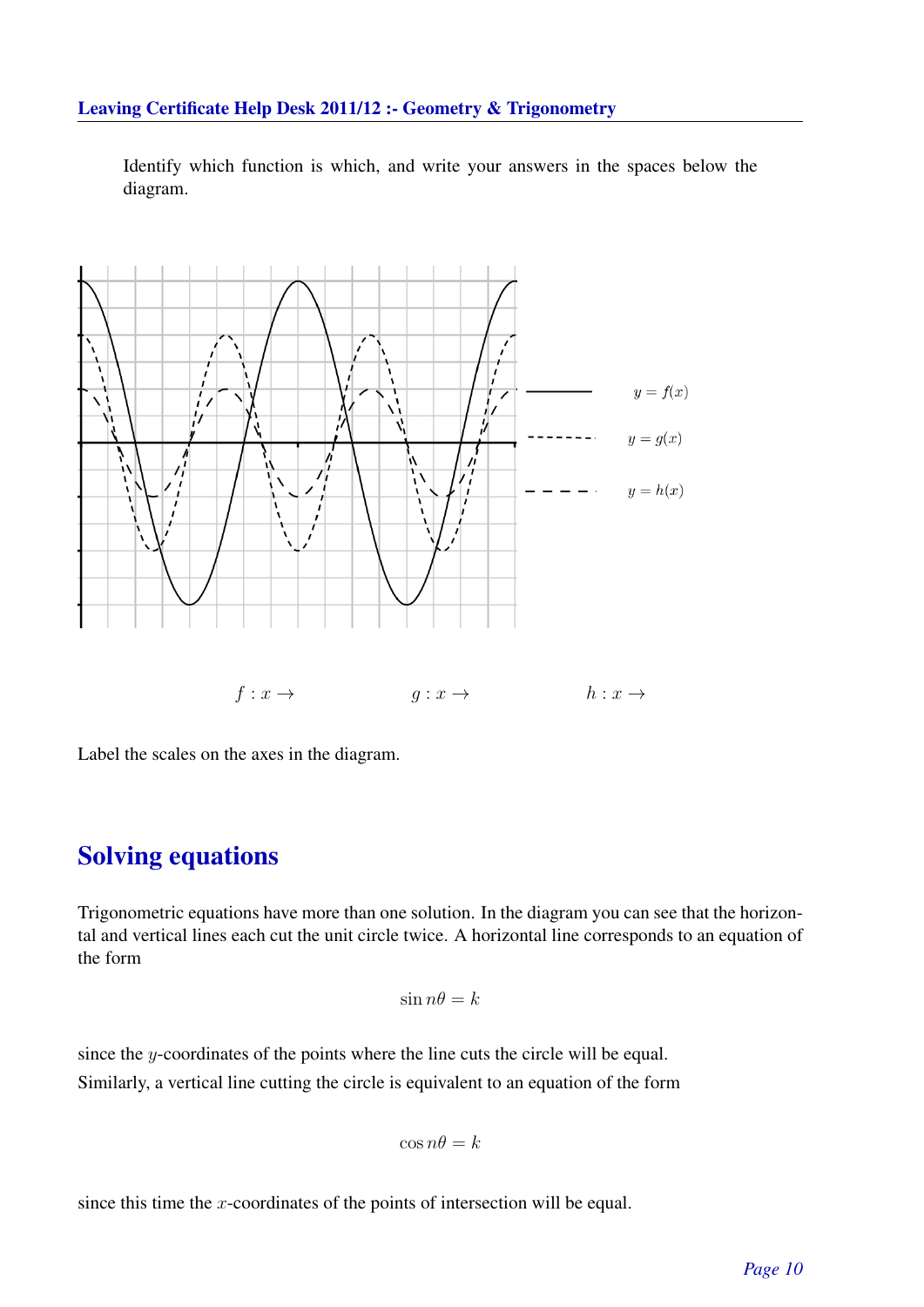Identify which function is which, and write your answers in the spaces below the diagram.

$y = f(x)$

$y = g(x)$

$y = h(x)$

$f : x \rightarrow$ $\qquad$ $g : x \rightarrow$ $\qquad$ $h : x \rightarrow$

Label the scales on the axes in the diagram.

## Solving equations

Trigonometric equations have more than one solution. In the diagram you can see that the horizontal and vertical lines each cut the unit circle twice. A horizontal line corresponds to an equation of the form

$$\sin n\theta = k$$

since the $y$-coordinates of the points where the line cuts the circle will be equal.

Similarly, a vertical line cutting the circle is equivalent to an equation of the form

$$\cos n\theta = k$$

since this time the $x$-coordinates of the points of intersection will be equal.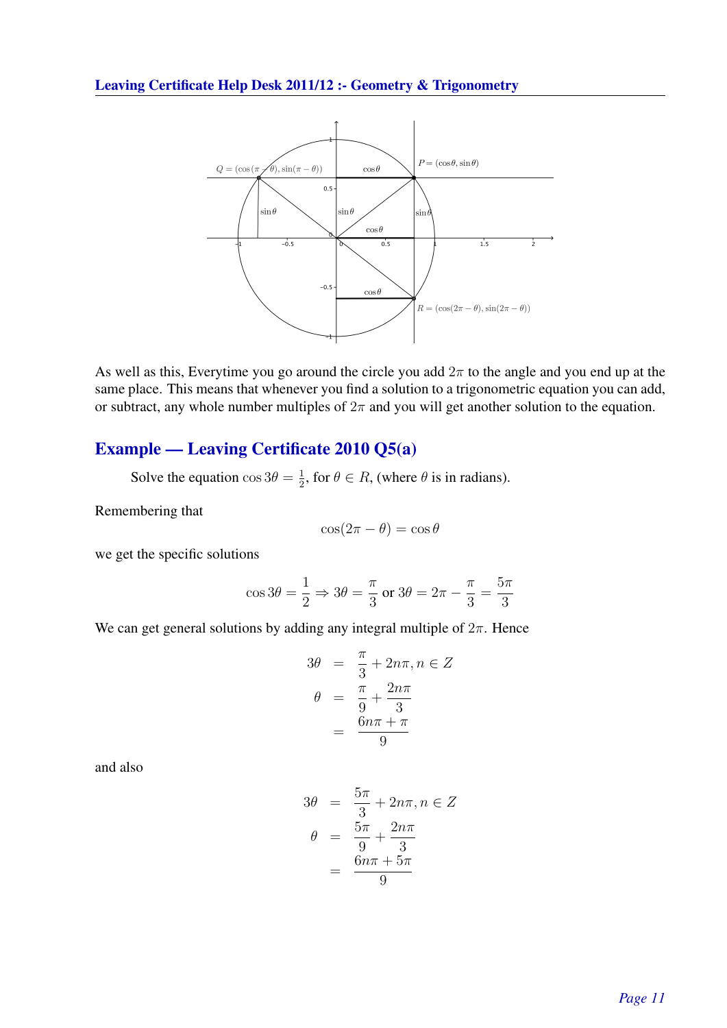$Q = (\cos(\pi - \theta), \sin(\pi - \theta))$

$P = (\cos\theta, \sin\theta)$

$R = (\cos(2\pi - \theta), \sin(2\pi - \theta))$

$\cos\theta$

$\sin\theta$

As well as this, Everytime you go around the circle you add $2\pi$ to the angle and you end up at the same place. This means that whenever you find a solution to a trigonometric equation you can add, or subtract, any whole number multiples of $2\pi$ and you will get another solution to the equation.

## Example — Leaving Certificate 2010 Q5(a)

Solve the equation $\cos 3\theta = \frac{1}{2}$, for $\theta \in R$, (where $\theta$ is in radians).

Remembering that

$$\cos(2\pi - \theta) = \cos\theta$$

we get the specific solutions

$$\cos 3\theta = \frac{1}{2} \Rightarrow 3\theta = \frac{\pi}{3} \text{ or } 3\theta = 2\pi - \frac{\pi}{3} = \frac{5\pi}{3}$$

We can get general solutions by adding any integral multiple of $2\pi$. Hence

$$\begin{aligned} 3\theta &= \frac{\pi}{3} + 2n\pi, n \in Z \\ \theta &= \frac{\pi}{9} + \frac{2n\pi}{3} \\ &= \frac{6n\pi + \pi}{9} \end{aligned}$$

and also

$$\begin{aligned} 3\theta &= \frac{5\pi}{3} + 2n\pi, n \in Z \\ \theta &= \frac{5\pi}{9} + \frac{2n\pi}{3} \\ &= \frac{6n\pi + 5\pi}{9} \end{aligned}$$